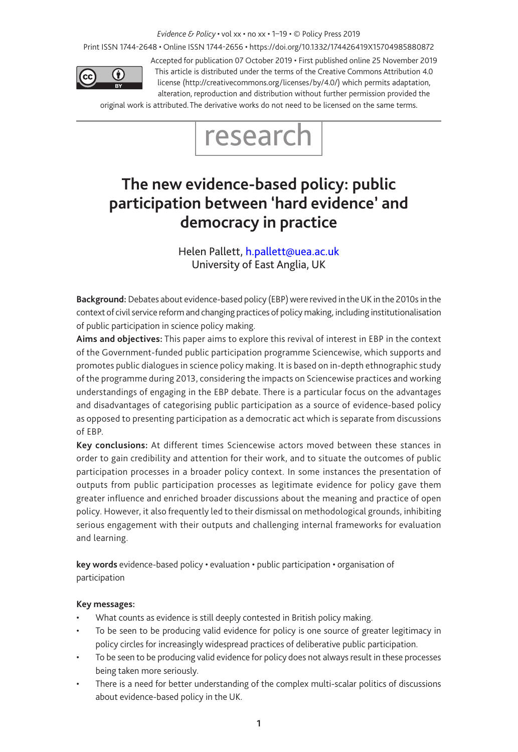Accepted for publication 07 October 2019 • First published online 25 November 2019

This article is distributed under the terms of the Creative Commons Attribution 4.0 license (http://creativecommons.org/licenses/by/4.0/) which permits adaptation, alteration, reproduction and distribution without further permission provided the original work is attributed. The derivative works do not need to be licensed on the same terms.

research

# The new evidence-based policy: public participation between 'hard evidence' and democracy in practice

Helen Pallett, h.pallett@uea.ac.uk
University of East Anglia, UK

**Background:** Debates about evidence-based policy (EBP) were revived in the UK in the 2010s in the context of civil service reform and changing practices of policy making, including institutionalisation of public participation in science policy making.

**Aims and objectives:** This paper aims to explore this revival of interest in EBP in the context of the Government-funded public participation programme Sciencewise, which supports and promotes public dialogues in science policy making. It is based on in-depth ethnographic study of the programme during 2013, considering the impacts on Sciencewise practices and working understandings of engaging in the EBP debate. There is a particular focus on the advantages and disadvantages of categorising public participation as a source of evidence-based policy as opposed to presenting participation as a democratic act which is separate from discussions of EBP.

**Key conclusions:** At different times Sciencewise actors moved between these stances in order to gain credibility and attention for their work, and to situate the outcomes of public participation processes in a broader policy context. In some instances the presentation of outputs from public participation processes as legitimate evidence for policy gave them greater influence and enriched broader discussions about the meaning and practice of open policy. However, it also frequently led to their dismissal on methodological grounds, inhibiting serious engagement with their outputs and challenging internal frameworks for evaluation and learning.

**key words** evidence-based policy • evaluation • public participation • organisation of participation

**Key messages:**

- What counts as evidence is still deeply contested in British policy making.
- To be seen to be producing valid evidence for policy is one source of greater legitimacy in policy circles for increasingly widespread practices of deliberative public participation.
- To be seen to be producing valid evidence for policy does not always result in these processes being taken more seriously.
- There is a need for better understanding of the complex multi-scalar politics of discussions about evidence-based policy in the UK.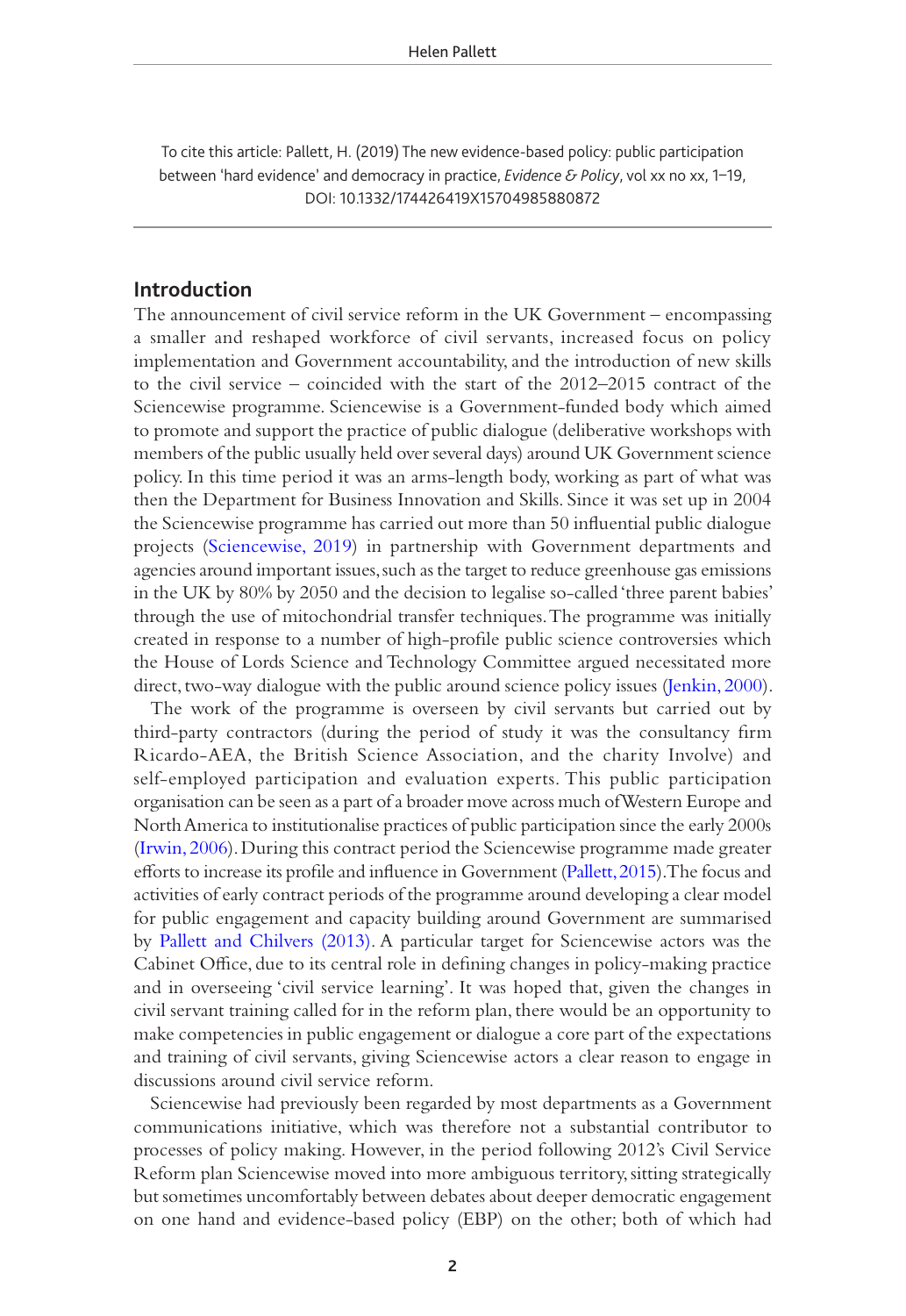To cite this article: Pallett, H. (2019) The new evidence-based policy: public participation between 'hard evidence' and democracy in practice, *Evidence & Policy*, vol xx no xx, 1–19, DOI: 10.1332/174426419X15704985880872

## Introduction

The announcement of civil service reform in the UK Government – encompassing a smaller and reshaped workforce of civil servants, increased focus on policy implementation and Government accountability, and the introduction of new skills to the civil service – coincided with the start of the 2012–2015 contract of the Sciencewise programme. Sciencewise is a Government-funded body which aimed to promote and support the practice of public dialogue (deliberative workshops with members of the public usually held over several days) around UK Government science policy. In this time period it was an arms-length body, working as part of what was then the Department for Business Innovation and Skills. Since it was set up in 2004 the Sciencewise programme has carried out more than 50 influential public dialogue projects (Sciencewise, 2019) in partnership with Government departments and agencies around important issues, such as the target to reduce greenhouse gas emissions in the UK by 80% by 2050 and the decision to legalise so-called 'three parent babies' through the use of mitochondrial transfer techniques. The programme was initially created in response to a number of high-profile public science controversies which the House of Lords Science and Technology Committee argued necessitated more direct, two-way dialogue with the public around science policy issues (Jenkin, 2000).

The work of the programme is overseen by civil servants but carried out by third-party contractors (during the period of study it was the consultancy firm Ricardo-AEA, the British Science Association, and the charity Involve) and self-employed participation and evaluation experts. This public participation organisation can be seen as a part of a broader move across much of Western Europe and North America to institutionalise practices of public participation since the early 2000s (Irwin, 2006). During this contract period the Sciencewise programme made greater efforts to increase its profile and influence in Government (Pallett, 2015). The focus and activities of early contract periods of the programme around developing a clear model for public engagement and capacity building around Government are summarised by Pallett and Chilvers (2013). A particular target for Sciencewise actors was the Cabinet Office, due to its central role in defining changes in policy-making practice and in overseeing 'civil service learning'. It was hoped that, given the changes in civil servant training called for in the reform plan, there would be an opportunity to make competencies in public engagement or dialogue a core part of the expectations and training of civil servants, giving Sciencewise actors a clear reason to engage in discussions around civil service reform.

Sciencewise had previously been regarded by most departments as a Government communications initiative, which was therefore not a substantial contributor to processes of policy making. However, in the period following 2012's Civil Service Reform plan Sciencewise moved into more ambiguous territory, sitting strategically but sometimes uncomfortably between debates about deeper democratic engagement on one hand and evidence-based policy (EBP) on the other; both of which had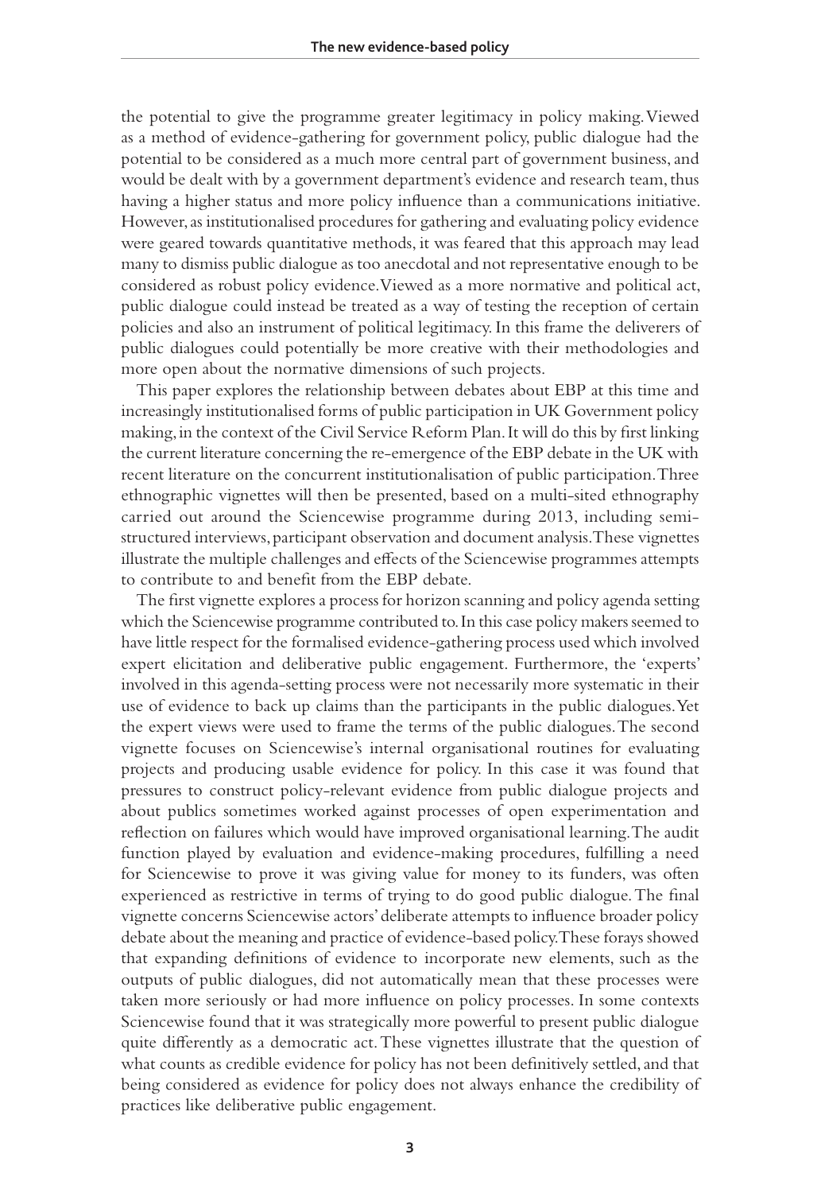the potential to give the programme greater legitimacy in policy making. Viewed as a method of evidence-gathering for government policy, public dialogue had the potential to be considered as a much more central part of government business, and would be dealt with by a government department's evidence and research team, thus having a higher status and more policy influence than a communications initiative. However, as institutionalised procedures for gathering and evaluating policy evidence were geared towards quantitative methods, it was feared that this approach may lead many to dismiss public dialogue as too anecdotal and not representative enough to be considered as robust policy evidence. Viewed as a more normative and political act, public dialogue could instead be treated as a way of testing the reception of certain policies and also an instrument of political legitimacy. In this frame the deliverers of public dialogues could potentially be more creative with their methodologies and more open about the normative dimensions of such projects.

This paper explores the relationship between debates about EBP at this time and increasingly institutionalised forms of public participation in UK Government policy making, in the context of the Civil Service Reform Plan. It will do this by first linking the current literature concerning the re-emergence of the EBP debate in the UK with recent literature on the concurrent institutionalisation of public participation. Three ethnographic vignettes will then be presented, based on a multi-sited ethnography carried out around the Sciencewise programme during 2013, including semi-structured interviews, participant observation and document analysis. These vignettes illustrate the multiple challenges and effects of the Sciencewise programmes attempts to contribute to and benefit from the EBP debate.

The first vignette explores a process for horizon scanning and policy agenda setting which the Sciencewise programme contributed to. In this case policy makers seemed to have little respect for the formalised evidence-gathering process used which involved expert elicitation and deliberative public engagement. Furthermore, the 'experts' involved in this agenda-setting process were not necessarily more systematic in their use of evidence to back up claims than the participants in the public dialogues. Yet the expert views were used to frame the terms of the public dialogues. The second vignette focuses on Sciencewise's internal organisational routines for evaluating projects and producing usable evidence for policy. In this case it was found that pressures to construct policy-relevant evidence from public dialogue projects and about publics sometimes worked against processes of open experimentation and reflection on failures which would have improved organisational learning. The audit function played by evaluation and evidence-making procedures, fulfilling a need for Sciencewise to prove it was giving value for money to its funders, was often experienced as restrictive in terms of trying to do good public dialogue. The final vignette concerns Sciencewise actors' deliberate attempts to influence broader policy debate about the meaning and practice of evidence-based policy. These forays showed that expanding definitions of evidence to incorporate new elements, such as the outputs of public dialogues, did not automatically mean that these processes were taken more seriously or had more influence on policy processes. In some contexts Sciencewise found that it was strategically more powerful to present public dialogue quite differently as a democratic act. These vignettes illustrate that the question of what counts as credible evidence for policy has not been definitively settled, and that being considered as evidence for policy does not always enhance the credibility of practices like deliberative public engagement.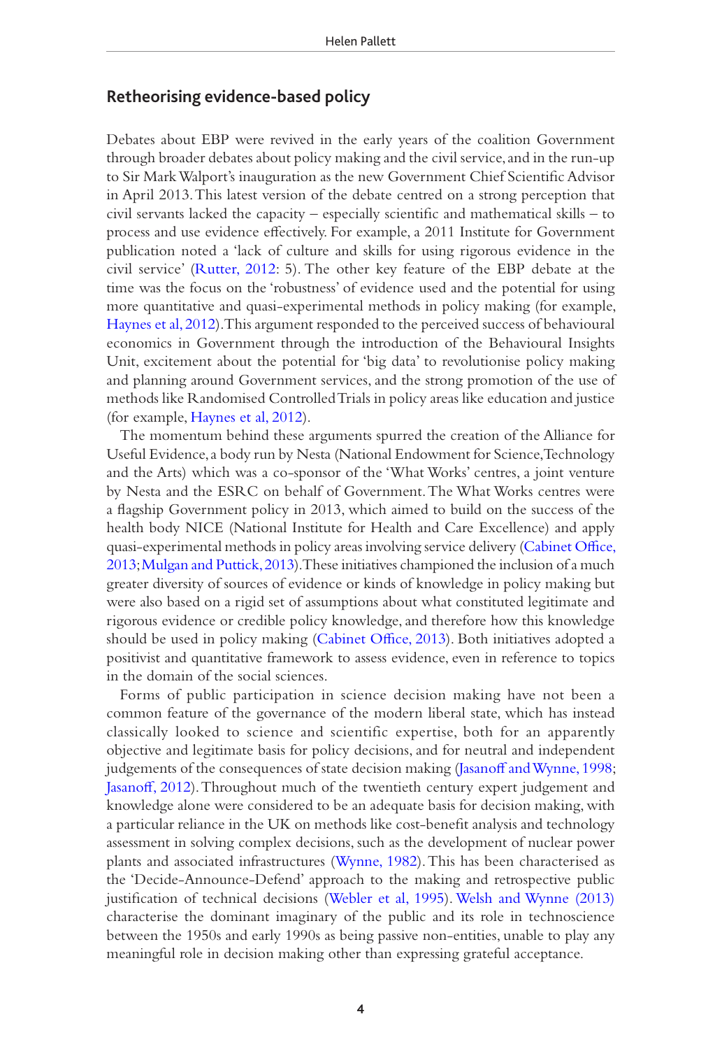## Retheorising evidence-based policy

Debates about EBP were revived in the early years of the coalition Government through broader debates about policy making and the civil service, and in the run-up to Sir Mark Walport's inauguration as the new Government Chief Scientific Advisor in April 2013. This latest version of the debate centred on a strong perception that civil servants lacked the capacity – especially scientific and mathematical skills – to process and use evidence effectively. For example, a 2011 Institute for Government publication noted a 'lack of culture and skills for using rigorous evidence in the civil service' (Rutter, 2012: 5). The other key feature of the EBP debate at the time was the focus on the 'robustness' of evidence used and the potential for using more quantitative and quasi-experimental methods in policy making (for example, Haynes et al, 2012). This argument responded to the perceived success of behavioural economics in Government through the introduction of the Behavioural Insights Unit, excitement about the potential for 'big data' to revolutionise policy making and planning around Government services, and the strong promotion of the use of methods like Randomised Controlled Trials in policy areas like education and justice (for example, Haynes et al, 2012).

The momentum behind these arguments spurred the creation of the Alliance for Useful Evidence, a body run by Nesta (National Endowment for Science, Technology and the Arts) which was a co-sponsor of the 'What Works' centres, a joint venture by Nesta and the ESRC on behalf of Government. The What Works centres were a flagship Government policy in 2013, which aimed to build on the success of the health body NICE (National Institute for Health and Care Excellence) and apply quasi-experimental methods in policy areas involving service delivery (Cabinet Office, 2013; Mulgan and Puttick, 2013). These initiatives championed the inclusion of a much greater diversity of sources of evidence or kinds of knowledge in policy making but were also based on a rigid set of assumptions about what constituted legitimate and rigorous evidence or credible policy knowledge, and therefore how this knowledge should be used in policy making (Cabinet Office, 2013). Both initiatives adopted a positivist and quantitative framework to assess evidence, even in reference to topics in the domain of the social sciences.

Forms of public participation in science decision making have not been a common feature of the governance of the modern liberal state, which has instead classically looked to science and scientific expertise, both for an apparently objective and legitimate basis for policy decisions, and for neutral and independent judgements of the consequences of state decision making (Jasanoff and Wynne, 1998; Jasanoff, 2012). Throughout much of the twentieth century expert judgement and knowledge alone were considered to be an adequate basis for decision making, with a particular reliance in the UK on methods like cost-benefit analysis and technology assessment in solving complex decisions, such as the development of nuclear power plants and associated infrastructures (Wynne, 1982). This has been characterised as the 'Decide-Announce-Defend' approach to the making and retrospective public justification of technical decisions (Webler et al, 1995). Welsh and Wynne (2013) characterise the dominant imaginary of the public and its role in technoscience between the 1950s and early 1990s as being passive non-entities, unable to play any meaningful role in decision making other than expressing grateful acceptance.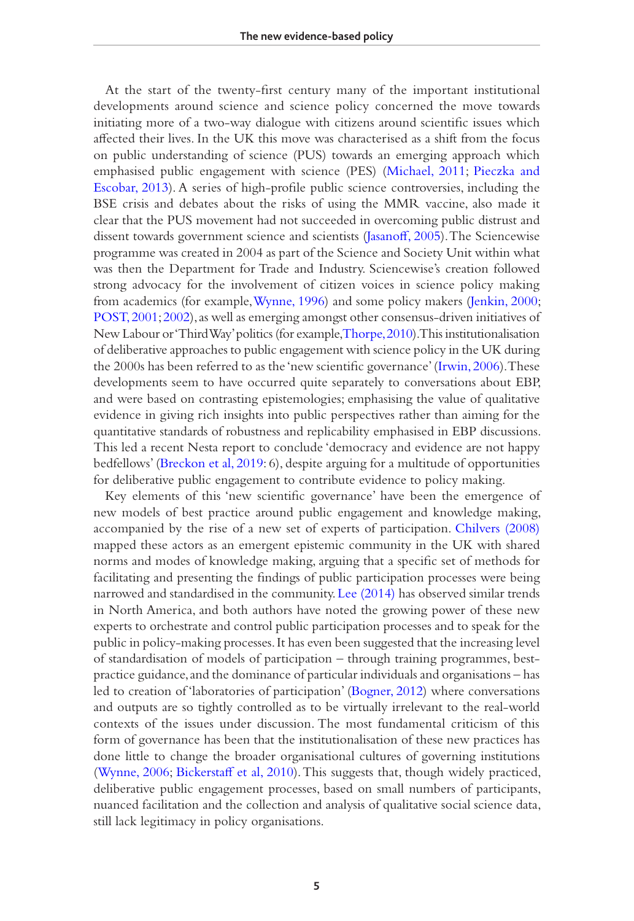At the start of the twenty-first century many of the important institutional developments around science and science policy concerned the move towards initiating more of a two-way dialogue with citizens around scientific issues which affected their lives. In the UK this move was characterised as a shift from the focus on public understanding of science (PUS) towards an emerging approach which emphasised public engagement with science (PES) (Michael, 2011; Pieczka and Escobar, 2013). A series of high-profile public science controversies, including the BSE crisis and debates about the risks of using the MMR vaccine, also made it clear that the PUS movement had not succeeded in overcoming public distrust and dissent towards government science and scientists (Jasanoff, 2005). The Sciencewise programme was created in 2004 as part of the Science and Society Unit within what was then the Department for Trade and Industry. Sciencewise's creation followed strong advocacy for the involvement of citizen voices in science policy making from academics (for example, Wynne, 1996) and some policy makers (Jenkin, 2000; POST, 2001; 2002), as well as emerging amongst other consensus-driven initiatives of New Labour or 'Third Way' politics (for example, Thorpe, 2010). This institutionalisation of deliberative approaches to public engagement with science policy in the UK during the 2000s has been referred to as the 'new scientific governance' (Irwin, 2006). These developments seem to have occurred quite separately to conversations about EBP, and were based on contrasting epistemologies; emphasising the value of qualitative evidence in giving rich insights into public perspectives rather than aiming for the quantitative standards of robustness and replicability emphasised in EBP discussions. This led a recent Nesta report to conclude 'democracy and evidence are not happy bedfellows' (Breckon et al, 2019: 6), despite arguing for a multitude of opportunities for deliberative public engagement to contribute evidence to policy making.

Key elements of this 'new scientific governance' have been the emergence of new models of best practice around public engagement and knowledge making, accompanied by the rise of a new set of experts of participation. Chilvers (2008) mapped these actors as an emergent epistemic community in the UK with shared norms and modes of knowledge making, arguing that a specific set of methods for facilitating and presenting the findings of public participation processes were being narrowed and standardised in the community. Lee (2014) has observed similar trends in North America, and both authors have noted the growing power of these new experts to orchestrate and control public participation processes and to speak for the public in policy-making processes. It has even been suggested that the increasing level of standardisation of models of participation – through training programmes, best-practice guidance, and the dominance of particular individuals and organisations – has led to creation of 'laboratories of participation' (Bogner, 2012) where conversations and outputs are so tightly controlled as to be virtually irrelevant to the real-world contexts of the issues under discussion. The most fundamental criticism of this form of governance has been that the institutionalisation of these new practices has done little to change the broader organisational cultures of governing institutions (Wynne, 2006; Bickerstaff et al, 2010). This suggests that, though widely practiced, deliberative public engagement processes, based on small numbers of participants, nuanced facilitation and the collection and analysis of qualitative social science data, still lack legitimacy in policy organisations.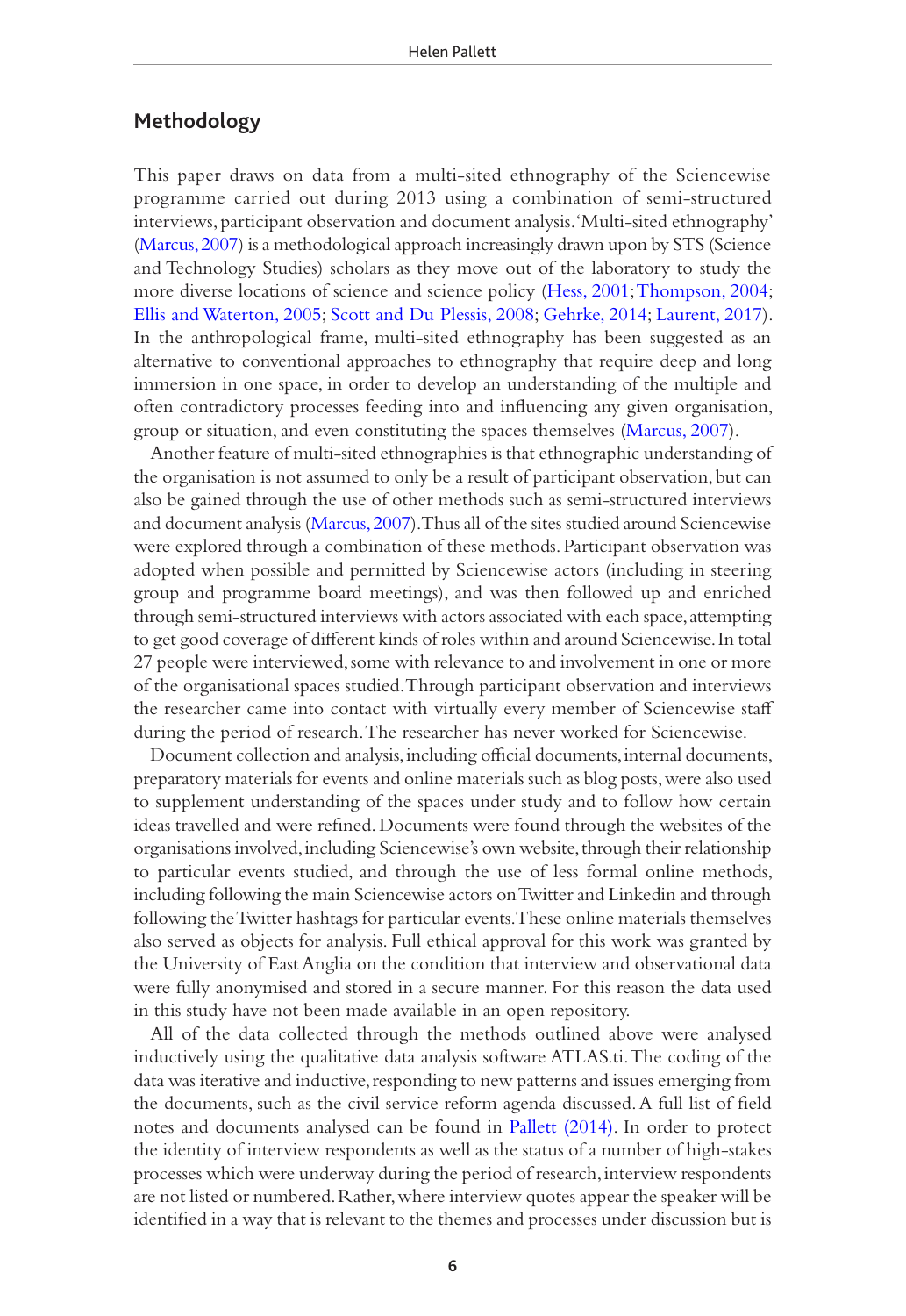## Methodology

This paper draws on data from a multi-sited ethnography of the Sciencewise programme carried out during 2013 using a combination of semi-structured interviews, participant observation and document analysis. 'Multi-sited ethnography' (Marcus, 2007) is a methodological approach increasingly drawn upon by STS (Science and Technology Studies) scholars as they move out of the laboratory to study the more diverse locations of science and science policy (Hess, 2001; Thompson, 2004; Ellis and Waterton, 2005; Scott and Du Plessis, 2008; Gehrke, 2014; Laurent, 2017). In the anthropological frame, multi-sited ethnography has been suggested as an alternative to conventional approaches to ethnography that require deep and long immersion in one space, in order to develop an understanding of the multiple and often contradictory processes feeding into and influencing any given organisation, group or situation, and even constituting the spaces themselves (Marcus, 2007).

Another feature of multi-sited ethnographies is that ethnographic understanding of the organisation is not assumed to only be a result of participant observation, but can also be gained through the use of other methods such as semi-structured interviews and document analysis (Marcus, 2007). Thus all of the sites studied around Sciencewise were explored through a combination of these methods. Participant observation was adopted when possible and permitted by Sciencewise actors (including in steering group and programme board meetings), and was then followed up and enriched through semi-structured interviews with actors associated with each space, attempting to get good coverage of different kinds of roles within and around Sciencewise. In total 27 people were interviewed, some with relevance to and involvement in one or more of the organisational spaces studied. Through participant observation and interviews the researcher came into contact with virtually every member of Sciencewise staff during the period of research. The researcher has never worked for Sciencewise.

Document collection and analysis, including official documents, internal documents, preparatory materials for events and online materials such as blog posts, were also used to supplement understanding of the spaces under study and to follow how certain ideas travelled and were refined. Documents were found through the websites of the organisations involved, including Sciencewise's own website, through their relationship to particular events studied, and through the use of less formal online methods, including following the main Sciencewise actors on Twitter and Linkedin and through following the Twitter hashtags for particular events. These online materials themselves also served as objects for analysis. Full ethical approval for this work was granted by the University of East Anglia on the condition that interview and observational data were fully anonymised and stored in a secure manner. For this reason the data used in this study have not been made available in an open repository.

All of the data collected through the methods outlined above were analysed inductively using the qualitative data analysis software ATLAS.ti. The coding of the data was iterative and inductive, responding to new patterns and issues emerging from the documents, such as the civil service reform agenda discussed. A full list of field notes and documents analysed can be found in Pallett (2014). In order to protect the identity of interview respondents as well as the status of a number of high-stakes processes which were underway during the period of research, interview respondents are not listed or numbered. Rather, where interview quotes appear the speaker will be identified in a way that is relevant to the themes and processes under discussion but is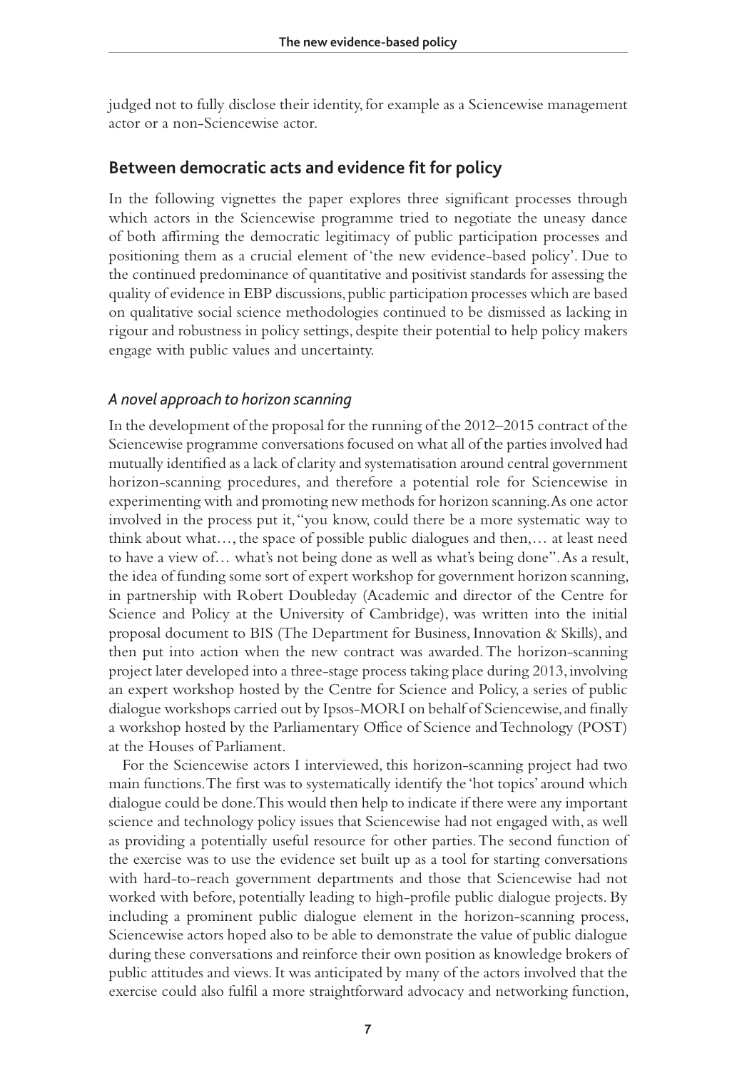judged not to fully disclose their identity, for example as a Sciencewise management actor or a non-Sciencewise actor.

## Between democratic acts and evidence fit for policy

In the following vignettes the paper explores three significant processes through which actors in the Sciencewise programme tried to negotiate the uneasy dance of both affirming the democratic legitimacy of public participation processes and positioning them as a crucial element of 'the new evidence-based policy'. Due to the continued predominance of quantitative and positivist standards for assessing the quality of evidence in EBP discussions, public participation processes which are based on qualitative social science methodologies continued to be dismissed as lacking in rigour and robustness in policy settings, despite their potential to help policy makers engage with public values and uncertainty.

### *A novel approach to horizon scanning*

In the development of the proposal for the running of the 2012–2015 contract of the Sciencewise programme conversations focused on what all of the parties involved had mutually identified as a lack of clarity and systematisation around central government horizon-scanning procedures, and therefore a potential role for Sciencewise in experimenting with and promoting new methods for horizon scanning. As one actor involved in the process put it, "you know, could there be a more systematic way to think about what…, the space of possible public dialogues and then,… at least need to have a view of… what's not being done as well as what's being done". As a result, the idea of funding some sort of expert workshop for government horizon scanning, in partnership with Robert Doubleday (Academic and director of the Centre for Science and Policy at the University of Cambridge), was written into the initial proposal document to BIS (The Department for Business, Innovation & Skills), and then put into action when the new contract was awarded. The horizon-scanning project later developed into a three-stage process taking place during 2013, involving an expert workshop hosted by the Centre for Science and Policy, a series of public dialogue workshops carried out by Ipsos-MORI on behalf of Sciencewise, and finally a workshop hosted by the Parliamentary Office of Science and Technology (POST) at the Houses of Parliament.

For the Sciencewise actors I interviewed, this horizon-scanning project had two main functions. The first was to systematically identify the 'hot topics' around which dialogue could be done. This would then help to indicate if there were any important science and technology policy issues that Sciencewise had not engaged with, as well as providing a potentially useful resource for other parties. The second function of the exercise was to use the evidence set built up as a tool for starting conversations with hard-to-reach government departments and those that Sciencewise had not worked with before, potentially leading to high-profile public dialogue projects. By including a prominent public dialogue element in the horizon-scanning process, Sciencewise actors hoped also to be able to demonstrate the value of public dialogue during these conversations and reinforce their own position as knowledge brokers of public attitudes and views. It was anticipated by many of the actors involved that the exercise could also fulfil a more straightforward advocacy and networking function,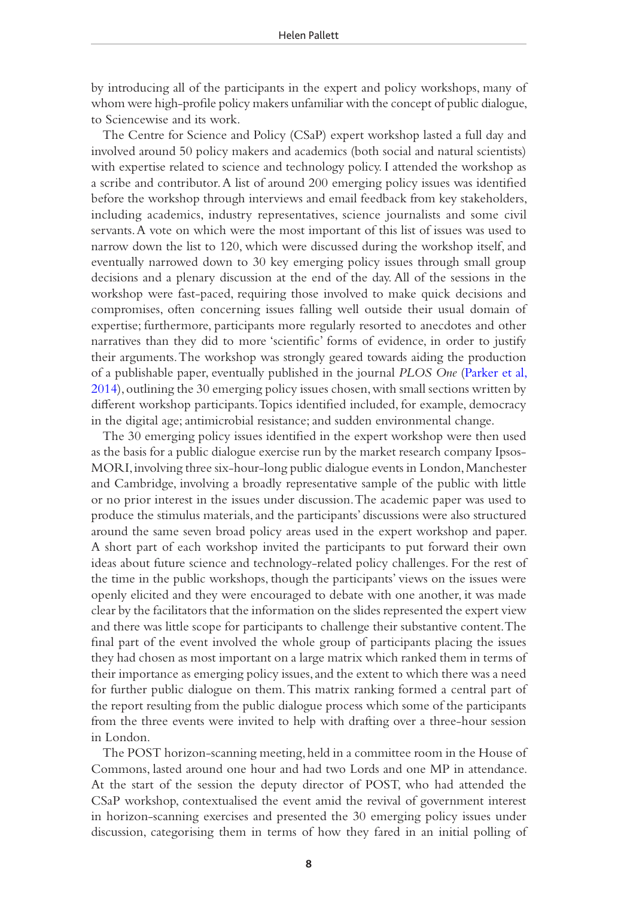by introducing all of the participants in the expert and policy workshops, many of whom were high-profile policy makers unfamiliar with the concept of public dialogue, to Sciencewise and its work.

The Centre for Science and Policy (CSaP) expert workshop lasted a full day and involved around 50 policy makers and academics (both social and natural scientists) with expertise related to science and technology policy. I attended the workshop as a scribe and contributor. A list of around 200 emerging policy issues was identified before the workshop through interviews and email feedback from key stakeholders, including academics, industry representatives, science journalists and some civil servants. A vote on which were the most important of this list of issues was used to narrow down the list to 120, which were discussed during the workshop itself, and eventually narrowed down to 30 key emerging policy issues through small group decisions and a plenary discussion at the end of the day. All of the sessions in the workshop were fast-paced, requiring those involved to make quick decisions and compromises, often concerning issues falling well outside their usual domain of expertise; furthermore, participants more regularly resorted to anecdotes and other narratives than they did to more 'scientific' forms of evidence, in order to justify their arguments. The workshop was strongly geared towards aiding the production of a publishable paper, eventually published in the journal *PLOS One* (Parker et al, 2014), outlining the 30 emerging policy issues chosen, with small sections written by different workshop participants. Topics identified included, for example, democracy in the digital age; antimicrobial resistance; and sudden environmental change.

The 30 emerging policy issues identified in the expert workshop were then used as the basis for a public dialogue exercise run by the market research company Ipsos-MORI, involving three six-hour-long public dialogue events in London, Manchester and Cambridge, involving a broadly representative sample of the public with little or no prior interest in the issues under discussion. The academic paper was used to produce the stimulus materials, and the participants' discussions were also structured around the same seven broad policy areas used in the expert workshop and paper. A short part of each workshop invited the participants to put forward their own ideas about future science and technology-related policy challenges. For the rest of the time in the public workshops, though the participants' views on the issues were openly elicited and they were encouraged to debate with one another, it was made clear by the facilitators that the information on the slides represented the expert view and there was little scope for participants to challenge their substantive content. The final part of the event involved the whole group of participants placing the issues they had chosen as most important on a large matrix which ranked them in terms of their importance as emerging policy issues, and the extent to which there was a need for further public dialogue on them. This matrix ranking formed a central part of the report resulting from the public dialogue process which some of the participants from the three events were invited to help with drafting over a three-hour session in London.

The POST horizon-scanning meeting, held in a committee room in the House of Commons, lasted around one hour and had two Lords and one MP in attendance. At the start of the session the deputy director of POST, who had attended the CSaP workshop, contextualised the event amid the revival of government interest in horizon-scanning exercises and presented the 30 emerging policy issues under discussion, categorising them in terms of how they fared in an initial polling of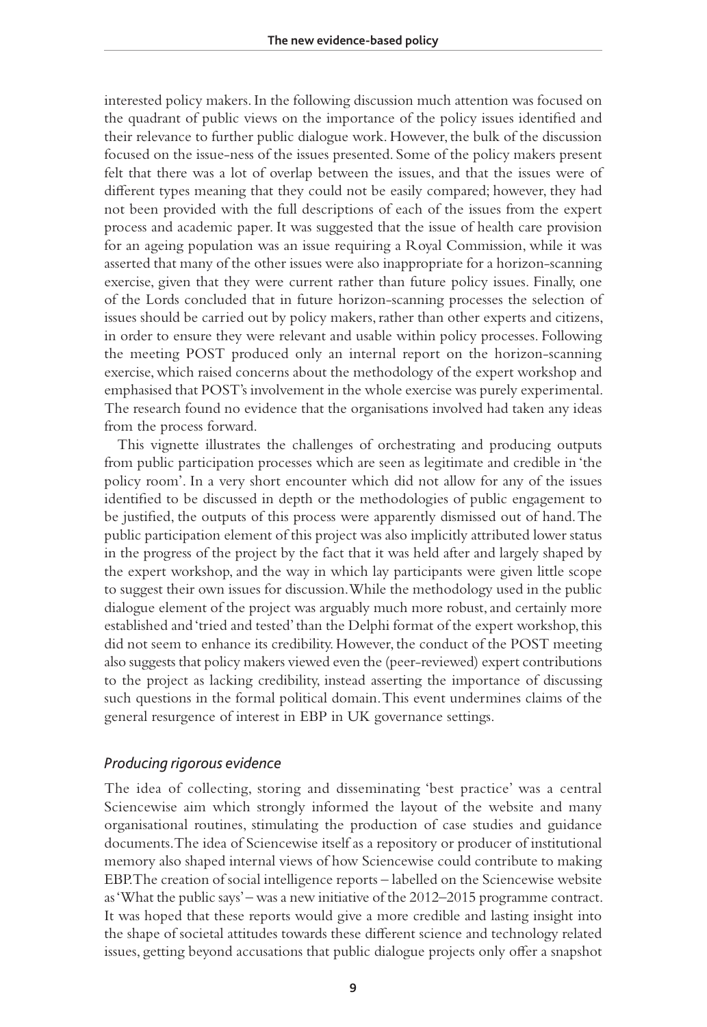interested policy makers. In the following discussion much attention was focused on the quadrant of public views on the importance of the policy issues identified and their relevance to further public dialogue work. However, the bulk of the discussion focused on the issue-ness of the issues presented. Some of the policy makers present felt that there was a lot of overlap between the issues, and that the issues were of different types meaning that they could not be easily compared; however, they had not been provided with the full descriptions of each of the issues from the expert process and academic paper. It was suggested that the issue of health care provision for an ageing population was an issue requiring a Royal Commission, while it was asserted that many of the other issues were also inappropriate for a horizon-scanning exercise, given that they were current rather than future policy issues. Finally, one of the Lords concluded that in future horizon-scanning processes the selection of issues should be carried out by policy makers, rather than other experts and citizens, in order to ensure they were relevant and usable within policy processes. Following the meeting POST produced only an internal report on the horizon-scanning exercise, which raised concerns about the methodology of the expert workshop and emphasised that POST's involvement in the whole exercise was purely experimental. The research found no evidence that the organisations involved had taken any ideas from the process forward.

This vignette illustrates the challenges of orchestrating and producing outputs from public participation processes which are seen as legitimate and credible in 'the policy room'. In a very short encounter which did not allow for any of the issues identified to be discussed in depth or the methodologies of public engagement to be justified, the outputs of this process were apparently dismissed out of hand. The public participation element of this project was also implicitly attributed lower status in the progress of the project by the fact that it was held after and largely shaped by the expert workshop, and the way in which lay participants were given little scope to suggest their own issues for discussion. While the methodology used in the public dialogue element of the project was arguably much more robust, and certainly more established and 'tried and tested' than the Delphi format of the expert workshop, this did not seem to enhance its credibility. However, the conduct of the POST meeting also suggests that policy makers viewed even the (peer-reviewed) expert contributions to the project as lacking credibility, instead asserting the importance of discussing such questions in the formal political domain. This event undermines claims of the general resurgence of interest in EBP in UK governance settings.

### *Producing rigorous evidence*

The idea of collecting, storing and disseminating 'best practice' was a central Sciencewise aim which strongly informed the layout of the website and many organisational routines, stimulating the production of case studies and guidance documents. The idea of Sciencewise itself as a repository or producer of institutional memory also shaped internal views of how Sciencewise could contribute to making EBP. The creation of social intelligence reports – labelled on the Sciencewise website as 'What the public says' – was a new initiative of the 2012–2015 programme contract. It was hoped that these reports would give a more credible and lasting insight into the shape of societal attitudes towards these different science and technology related issues, getting beyond accusations that public dialogue projects only offer a snapshot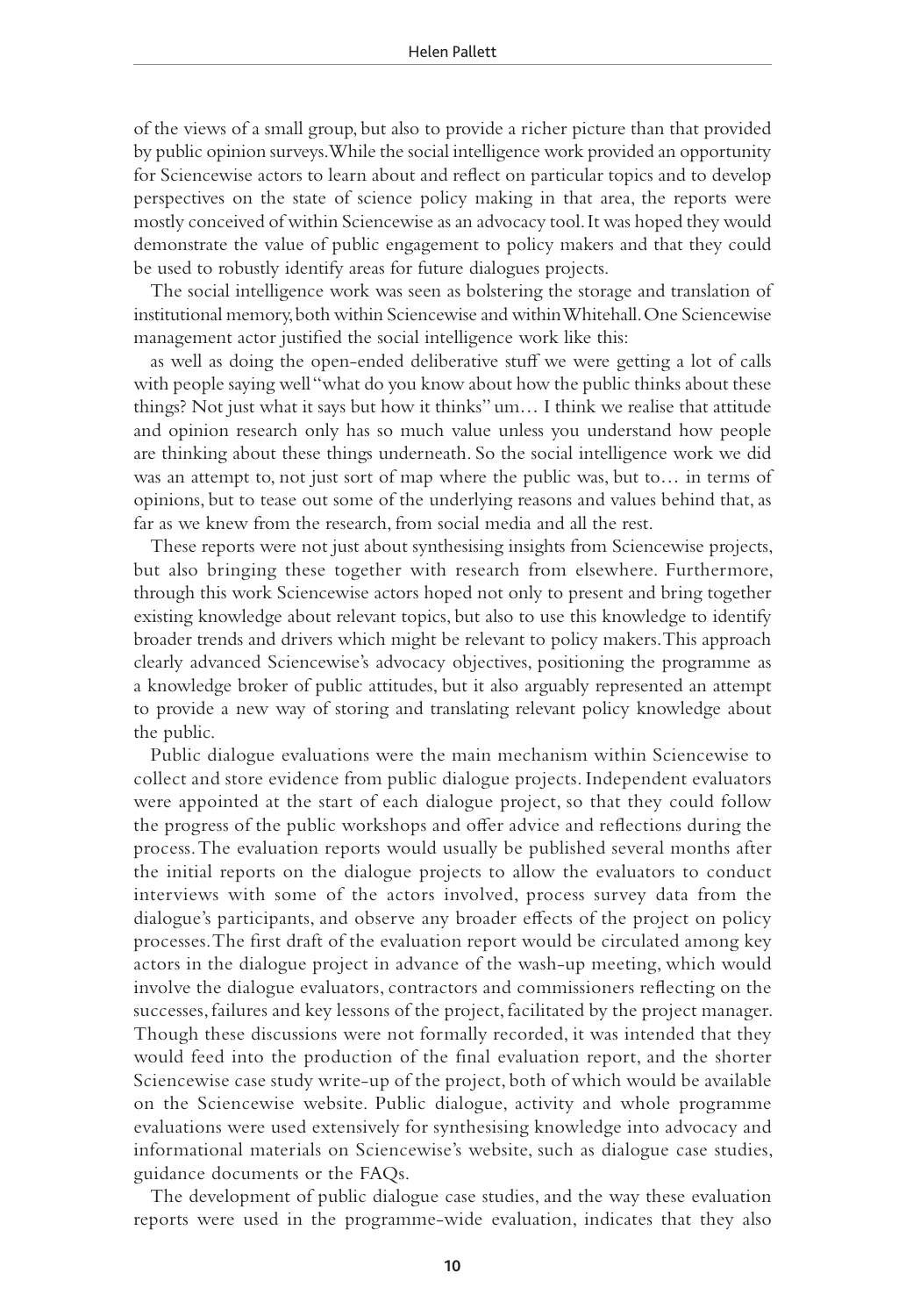of the views of a small group, but also to provide a richer picture than that provided by public opinion surveys. While the social intelligence work provided an opportunity for Sciencewise actors to learn about and reflect on particular topics and to develop perspectives on the state of science policy making in that area, the reports were mostly conceived of within Sciencewise as an advocacy tool. It was hoped they would demonstrate the value of public engagement to policy makers and that they could be used to robustly identify areas for future dialogues projects.

The social intelligence work was seen as bolstering the storage and translation of institutional memory, both within Sciencewise and within Whitehall. One Sciencewise management actor justified the social intelligence work like this:

> as well as doing the open-ended deliberative stuff we were getting a lot of calls with people saying well "what do you know about how the public thinks about these things? Not just what it says but how it thinks" um… I think we realise that attitude and opinion research only has so much value unless you understand how people are thinking about these things underneath. So the social intelligence work we did was an attempt to, not just sort of map where the public was, but to… in terms of opinions, but to tease out some of the underlying reasons and values behind that, as far as we knew from the research, from social media and all the rest.

These reports were not just about synthesising insights from Sciencewise projects, but also bringing these together with research from elsewhere. Furthermore, through this work Sciencewise actors hoped not only to present and bring together existing knowledge about relevant topics, but also to use this knowledge to identify broader trends and drivers which might be relevant to policy makers. This approach clearly advanced Sciencewise's advocacy objectives, positioning the programme as a knowledge broker of public attitudes, but it also arguably represented an attempt to provide a new way of storing and translating relevant policy knowledge about the public.

Public dialogue evaluations were the main mechanism within Sciencewise to collect and store evidence from public dialogue projects. Independent evaluators were appointed at the start of each dialogue project, so that they could follow the progress of the public workshops and offer advice and reflections during the process. The evaluation reports would usually be published several months after the initial reports on the dialogue projects to allow the evaluators to conduct interviews with some of the actors involved, process survey data from the dialogue's participants, and observe any broader effects of the project on policy processes. The first draft of the evaluation report would be circulated among key actors in the dialogue project in advance of the wash-up meeting, which would involve the dialogue evaluators, contractors and commissioners reflecting on the successes, failures and key lessons of the project, facilitated by the project manager. Though these discussions were not formally recorded, it was intended that they would feed into the production of the final evaluation report, and the shorter Sciencewise case study write-up of the project, both of which would be available on the Sciencewise website. Public dialogue, activity and whole programme evaluations were used extensively for synthesising knowledge into advocacy and informational materials on Sciencewise's website, such as dialogue case studies, guidance documents or the FAQs.

The development of public dialogue case studies, and the way these evaluation reports were used in the programme-wide evaluation, indicates that they also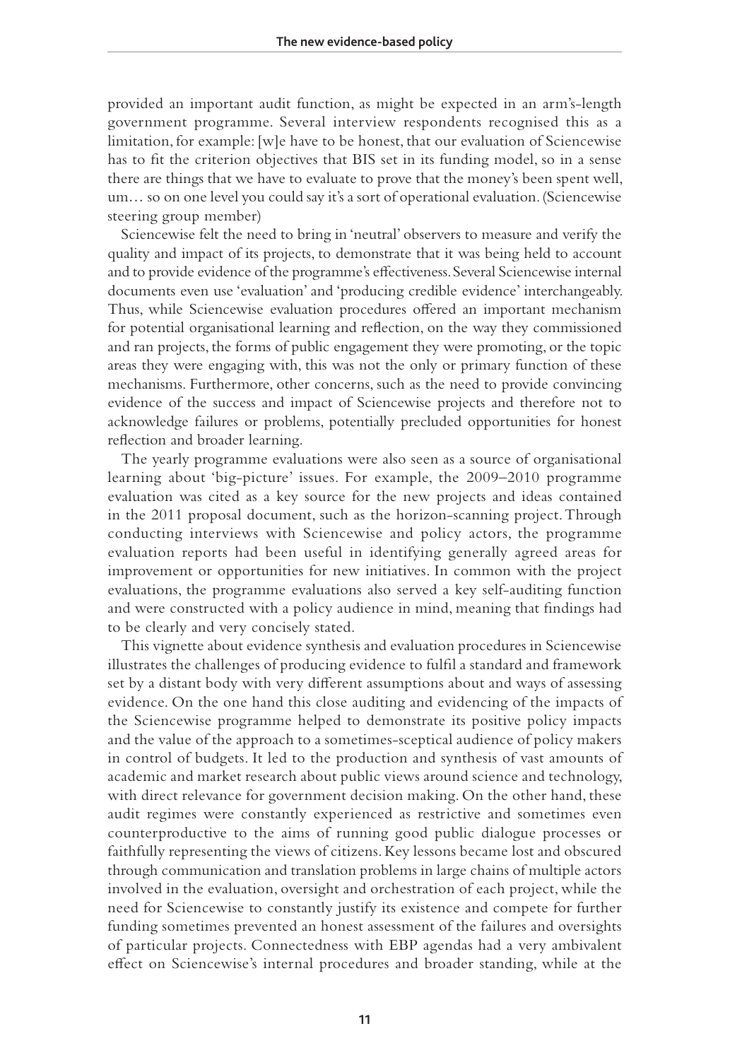provided an important audit function, as might be expected in an arm's-length government programme. Several interview respondents recognised this as a limitation, for example: [w]e have to be honest, that our evaluation of Sciencewise has to fit the criterion objectives that BIS set in its funding model, so in a sense there are things that we have to evaluate to prove that the money's been spent well, um… so on one level you could say it's a sort of operational evaluation. (Sciencewise steering group member)

Sciencewise felt the need to bring in 'neutral' observers to measure and verify the quality and impact of its projects, to demonstrate that it was being held to account and to provide evidence of the programme's effectiveness. Several Sciencewise internal documents even use 'evaluation' and 'producing credible evidence' interchangeably. Thus, while Sciencewise evaluation procedures offered an important mechanism for potential organisational learning and reflection, on the way they commissioned and ran projects, the forms of public engagement they were promoting, or the topic areas they were engaging with, this was not the only or primary function of these mechanisms. Furthermore, other concerns, such as the need to provide convincing evidence of the success and impact of Sciencewise projects and therefore not to acknowledge failures or problems, potentially precluded opportunities for honest reflection and broader learning.

The yearly programme evaluations were also seen as a source of organisational learning about 'big-picture' issues. For example, the 2009–2010 programme evaluation was cited as a key source for the new projects and ideas contained in the 2011 proposal document, such as the horizon-scanning project. Through conducting interviews with Sciencewise and policy actors, the programme evaluation reports had been useful in identifying generally agreed areas for improvement or opportunities for new initiatives. In common with the project evaluations, the programme evaluations also served a key self-auditing function and were constructed with a policy audience in mind, meaning that findings had to be clearly and very concisely stated.

This vignette about evidence synthesis and evaluation procedures in Sciencewise illustrates the challenges of producing evidence to fulfil a standard and framework set by a distant body with very different assumptions about and ways of assessing evidence. On the one hand this close auditing and evidencing of the impacts of the Sciencewise programme helped to demonstrate its positive policy impacts and the value of the approach to a sometimes-sceptical audience of policy makers in control of budgets. It led to the production and synthesis of vast amounts of academic and market research about public views around science and technology, with direct relevance for government decision making. On the other hand, these audit regimes were constantly experienced as restrictive and sometimes even counterproductive to the aims of running good public dialogue processes or faithfully representing the views of citizens. Key lessons became lost and obscured through communication and translation problems in large chains of multiple actors involved in the evaluation, oversight and orchestration of each project, while the need for Sciencewise to constantly justify its existence and compete for further funding sometimes prevented an honest assessment of the failures and oversights of particular projects. Connectedness with EBP agendas had a very ambivalent effect on Sciencewise's internal procedures and broader standing, while at the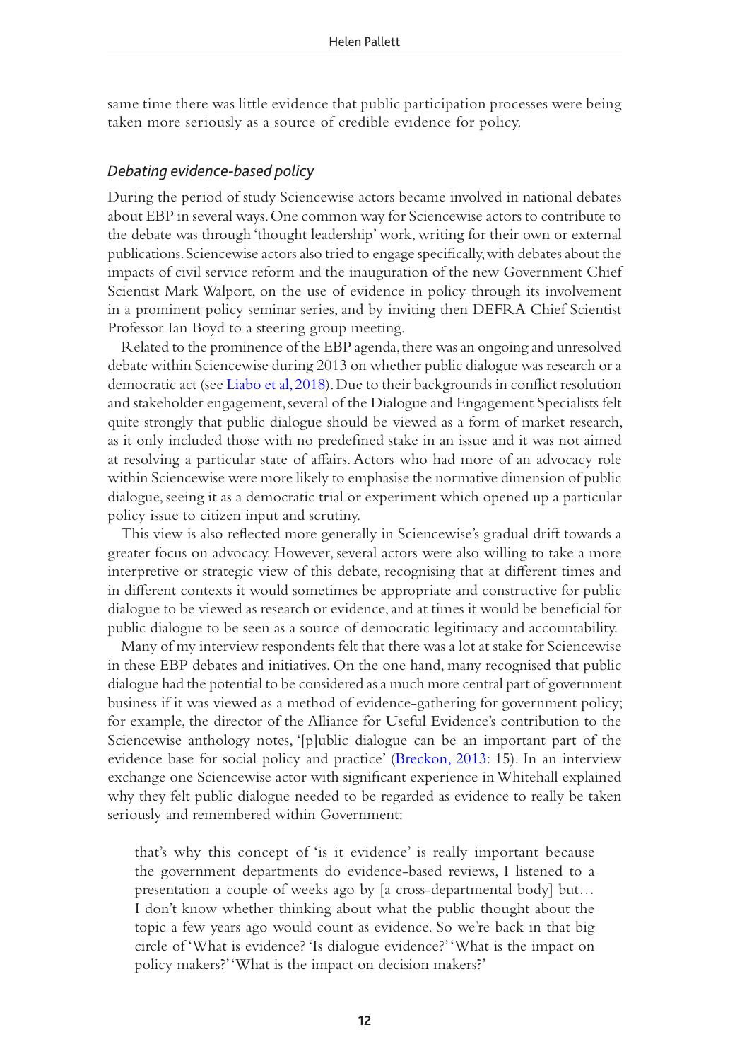same time there was little evidence that public participation processes were being taken more seriously as a source of credible evidence for policy.

### *Debating evidence-based policy*

During the period of study Sciencewise actors became involved in national debates about EBP in several ways. One common way for Sciencewise actors to contribute to the debate was through 'thought leadership' work, writing for their own or external publications. Sciencewise actors also tried to engage specifically, with debates about the impacts of civil service reform and the inauguration of the new Government Chief Scientist Mark Walport, on the use of evidence in policy through its involvement in a prominent policy seminar series, and by inviting then DEFRA Chief Scientist Professor Ian Boyd to a steering group meeting.

Related to the prominence of the EBP agenda, there was an ongoing and unresolved debate within Sciencewise during 2013 on whether public dialogue was research or a democratic act (see Liabo et al, 2018). Due to their backgrounds in conflict resolution and stakeholder engagement, several of the Dialogue and Engagement Specialists felt quite strongly that public dialogue should be viewed as a form of market research, as it only included those with no predefined stake in an issue and it was not aimed at resolving a particular state of affairs. Actors who had more of an advocacy role within Sciencewise were more likely to emphasise the normative dimension of public dialogue, seeing it as a democratic trial or experiment which opened up a particular policy issue to citizen input and scrutiny.

This view is also reflected more generally in Sciencewise's gradual drift towards a greater focus on advocacy. However, several actors were also willing to take a more interpretive or strategic view of this debate, recognising that at different times and in different contexts it would sometimes be appropriate and constructive for public dialogue to be viewed as research or evidence, and at times it would be beneficial for public dialogue to be seen as a source of democratic legitimacy and accountability.

Many of my interview respondents felt that there was a lot at stake for Sciencewise in these EBP debates and initiatives. On the one hand, many recognised that public dialogue had the potential to be considered as a much more central part of government business if it was viewed as a method of evidence-gathering for government policy; for example, the director of the Alliance for Useful Evidence's contribution to the Sciencewise anthology notes, '[p]ublic dialogue can be an important part of the evidence base for social policy and practice' (Breckon, 2013: 15). In an interview exchange one Sciencewise actor with significant experience in Whitehall explained why they felt public dialogue needed to be regarded as evidence to really be taken seriously and remembered within Government:

> that's why this concept of 'is it evidence' is really important because the government departments do evidence-based reviews, I listened to a presentation a couple of weeks ago by [a cross-departmental body] but… I don't know whether thinking about what the public thought about the topic a few years ago would count as evidence. So we're back in that big circle of 'What is evidence? 'Is dialogue evidence?' 'What is the impact on policy makers?' 'What is the impact on decision makers?'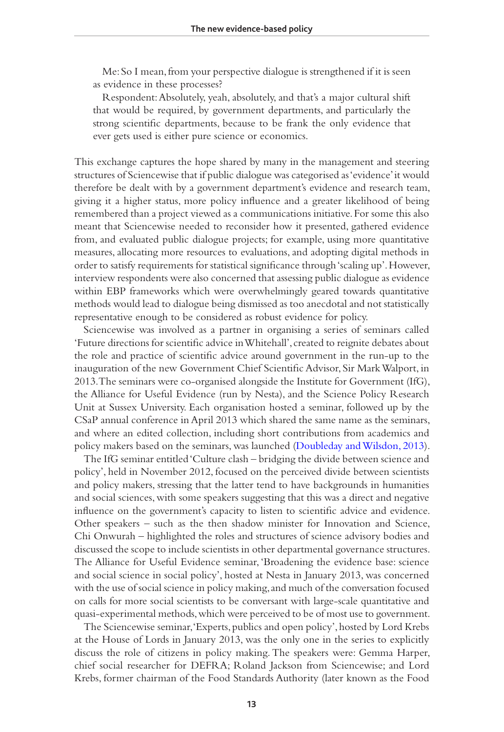Me: So I mean, from your perspective dialogue is strengthened if it is seen as evidence in these processes?

Respondent: Absolutely, yeah, absolutely, and that's a major cultural shift that would be required, by government departments, and particularly the strong scientific departments, because to be frank the only evidence that ever gets used is either pure science or economics.

This exchange captures the hope shared by many in the management and steering structures of Sciencewise that if public dialogue was categorised as 'evidence' it would therefore be dealt with by a government department's evidence and research team, giving it a higher status, more policy influence and a greater likelihood of being remembered than a project viewed as a communications initiative. For some this also meant that Sciencewise needed to reconsider how it presented, gathered evidence from, and evaluated public dialogue projects; for example, using more quantitative measures, allocating more resources to evaluations, and adopting digital methods in order to satisfy requirements for statistical significance through 'scaling up'. However, interview respondents were also concerned that assessing public dialogue as evidence within EBP frameworks which were overwhelmingly geared towards quantitative methods would lead to dialogue being dismissed as too anecdotal and not statistically representative enough to be considered as robust evidence for policy.

Sciencewise was involved as a partner in organising a series of seminars called 'Future directions for scientific advice in Whitehall', created to reignite debates about the role and practice of scientific advice around government in the run-up to the inauguration of the new Government Chief Scientific Advisor, Sir Mark Walport, in 2013. The seminars were co-organised alongside the Institute for Government (IfG), the Alliance for Useful Evidence (run by Nesta), and the Science Policy Research Unit at Sussex University. Each organisation hosted a seminar, followed up by the CSaP annual conference in April 2013 which shared the same name as the seminars, and where an edited collection, including short contributions from academics and policy makers based on the seminars, was launched (Doubleday and Wilsdon, 2013).

The IfG seminar entitled 'Culture clash – bridging the divide between science and policy', held in November 2012, focused on the perceived divide between scientists and policy makers, stressing that the latter tend to have backgrounds in humanities and social sciences, with some speakers suggesting that this was a direct and negative influence on the government's capacity to listen to scientific advice and evidence. Other speakers – such as the then shadow minister for Innovation and Science, Chi Onwurah – highlighted the roles and structures of science advisory bodies and discussed the scope to include scientists in other departmental governance structures. The Alliance for Useful Evidence seminar, 'Broadening the evidence base: science and social science in social policy', hosted at Nesta in January 2013, was concerned with the use of social science in policy making, and much of the conversation focused on calls for more social scientists to be conversant with large-scale quantitative and quasi-experimental methods, which were perceived to be of most use to government.

The Sciencewise seminar, 'Experts, publics and open policy', hosted by Lord Krebs at the House of Lords in January 2013, was the only one in the series to explicitly discuss the role of citizens in policy making. The speakers were: Gemma Harper, chief social researcher for DEFRA; Roland Jackson from Sciencewise; and Lord Krebs, former chairman of the Food Standards Authority (later known as the Food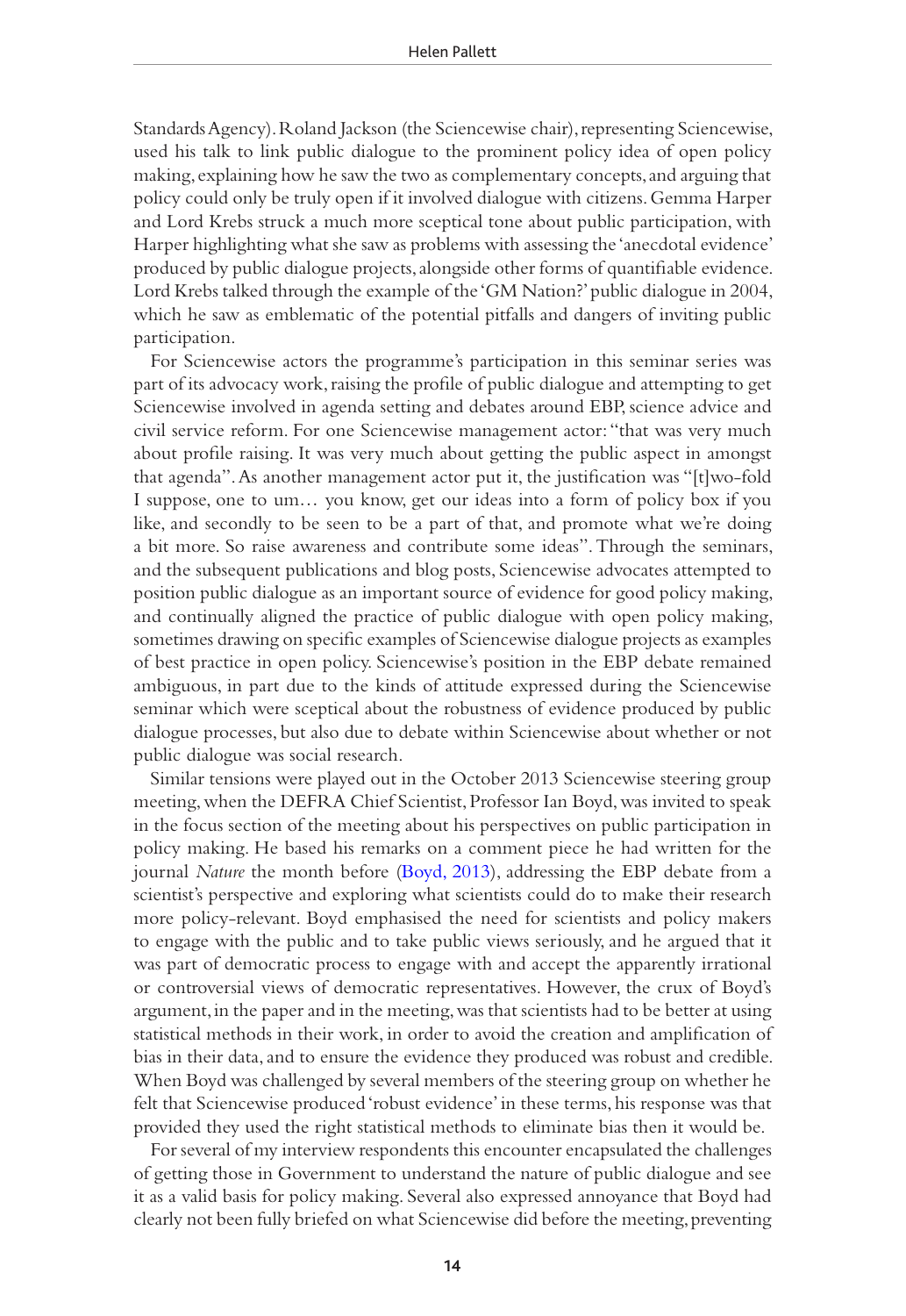Standards Agency). Roland Jackson (the Sciencewise chair), representing Sciencewise, used his talk to link public dialogue to the prominent policy idea of open policy making, explaining how he saw the two as complementary concepts, and arguing that policy could only be truly open if it involved dialogue with citizens. Gemma Harper and Lord Krebs struck a much more sceptical tone about public participation, with Harper highlighting what she saw as problems with assessing the 'anecdotal evidence' produced by public dialogue projects, alongside other forms of quantifiable evidence. Lord Krebs talked through the example of the 'GM Nation?' public dialogue in 2004, which he saw as emblematic of the potential pitfalls and dangers of inviting public participation.

For Sciencewise actors the programme's participation in this seminar series was part of its advocacy work, raising the profile of public dialogue and attempting to get Sciencewise involved in agenda setting and debates around EBP, science advice and civil service reform. For one Sciencewise management actor: "that was very much about profile raising. It was very much about getting the public aspect in amongst that agenda". As another management actor put it, the justification was "[t]wo-fold I suppose, one to um… you know, get our ideas into a form of policy box if you like, and secondly to be seen to be a part of that, and promote what we're doing a bit more. So raise awareness and contribute some ideas". Through the seminars, and the subsequent publications and blog posts, Sciencewise advocates attempted to position public dialogue as an important source of evidence for good policy making, and continually aligned the practice of public dialogue with open policy making, sometimes drawing on specific examples of Sciencewise dialogue projects as examples of best practice in open policy. Sciencewise's position in the EBP debate remained ambiguous, in part due to the kinds of attitude expressed during the Sciencewise seminar which were sceptical about the robustness of evidence produced by public dialogue processes, but also due to debate within Sciencewise about whether or not public dialogue was social research.

Similar tensions were played out in the October 2013 Sciencewise steering group meeting, when the DEFRA Chief Scientist, Professor Ian Boyd, was invited to speak in the focus section of the meeting about his perspectives on public participation in policy making. He based his remarks on a comment piece he had written for the journal *Nature* the month before (Boyd, 2013), addressing the EBP debate from a scientist's perspective and exploring what scientists could do to make their research more policy-relevant. Boyd emphasised the need for scientists and policy makers to engage with the public and to take public views seriously, and he argued that it was part of democratic process to engage with and accept the apparently irrational or controversial views of democratic representatives. However, the crux of Boyd's argument, in the paper and in the meeting, was that scientists had to be better at using statistical methods in their work, in order to avoid the creation and amplification of bias in their data, and to ensure the evidence they produced was robust and credible. When Boyd was challenged by several members of the steering group on whether he felt that Sciencewise produced 'robust evidence' in these terms, his response was that provided they used the right statistical methods to eliminate bias then it would be.

For several of my interview respondents this encounter encapsulated the challenges of getting those in Government to understand the nature of public dialogue and see it as a valid basis for policy making. Several also expressed annoyance that Boyd had clearly not been fully briefed on what Sciencewise did before the meeting, preventing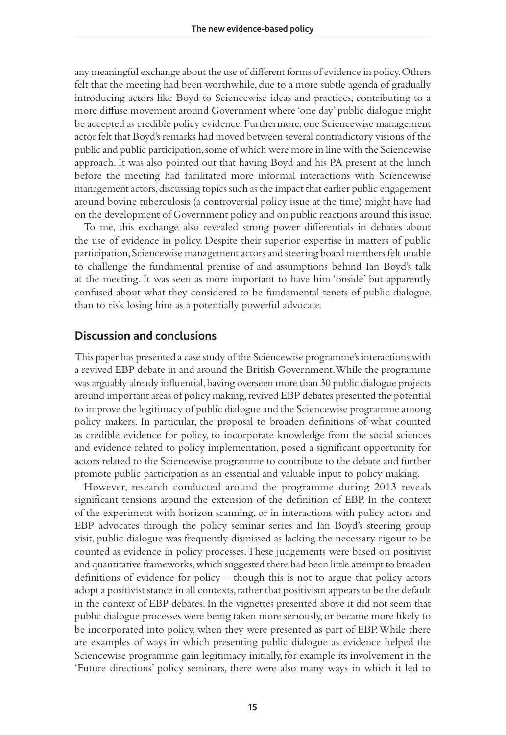any meaningful exchange about the use of different forms of evidence in policy. Others felt that the meeting had been worthwhile, due to a more subtle agenda of gradually introducing actors like Boyd to Sciencewise ideas and practices, contributing to a more diffuse movement around Government where 'one day' public dialogue might be accepted as credible policy evidence. Furthermore, one Sciencewise management actor felt that Boyd's remarks had moved between several contradictory visions of the public and public participation, some of which were more in line with the Sciencewise approach. It was also pointed out that having Boyd and his PA present at the lunch before the meeting had facilitated more informal interactions with Sciencewise management actors, discussing topics such as the impact that earlier public engagement around bovine tuberculosis (a controversial policy issue at the time) might have had on the development of Government policy and on public reactions around this issue.

To me, this exchange also revealed strong power differentials in debates about the use of evidence in policy. Despite their superior expertise in matters of public participation, Sciencewise management actors and steering board members felt unable to challenge the fundamental premise of and assumptions behind Ian Boyd's talk at the meeting. It was seen as more important to have him 'onside' but apparently confused about what they considered to be fundamental tenets of public dialogue, than to risk losing him as a potentially powerful advocate.

## Discussion and conclusions

This paper has presented a case study of the Sciencewise programme's interactions with a revived EBP debate in and around the British Government. While the programme was arguably already influential, having overseen more than 30 public dialogue projects around important areas of policy making, revived EBP debates presented the potential to improve the legitimacy of public dialogue and the Sciencewise programme among policy makers. In particular, the proposal to broaden definitions of what counted as credible evidence for policy, to incorporate knowledge from the social sciences and evidence related to policy implementation, posed a significant opportunity for actors related to the Sciencewise programme to contribute to the debate and further promote public participation as an essential and valuable input to policy making.

However, research conducted around the programme during 2013 reveals significant tensions around the extension of the definition of EBP. In the context of the experiment with horizon scanning, or in interactions with policy actors and EBP advocates through the policy seminar series and Ian Boyd's steering group visit, public dialogue was frequently dismissed as lacking the necessary rigour to be counted as evidence in policy processes. These judgements were based on positivist and quantitative frameworks, which suggested there had been little attempt to broaden definitions of evidence for policy – though this is not to argue that policy actors adopt a positivist stance in all contexts, rather that positivism appears to be the default in the context of EBP debates. In the vignettes presented above it did not seem that public dialogue processes were being taken more seriously, or became more likely to be incorporated into policy, when they were presented as part of EBP. While there are examples of ways in which presenting public dialogue as evidence helped the Sciencewise programme gain legitimacy initially, for example its involvement in the 'Future directions' policy seminars, there were also many ways in which it led to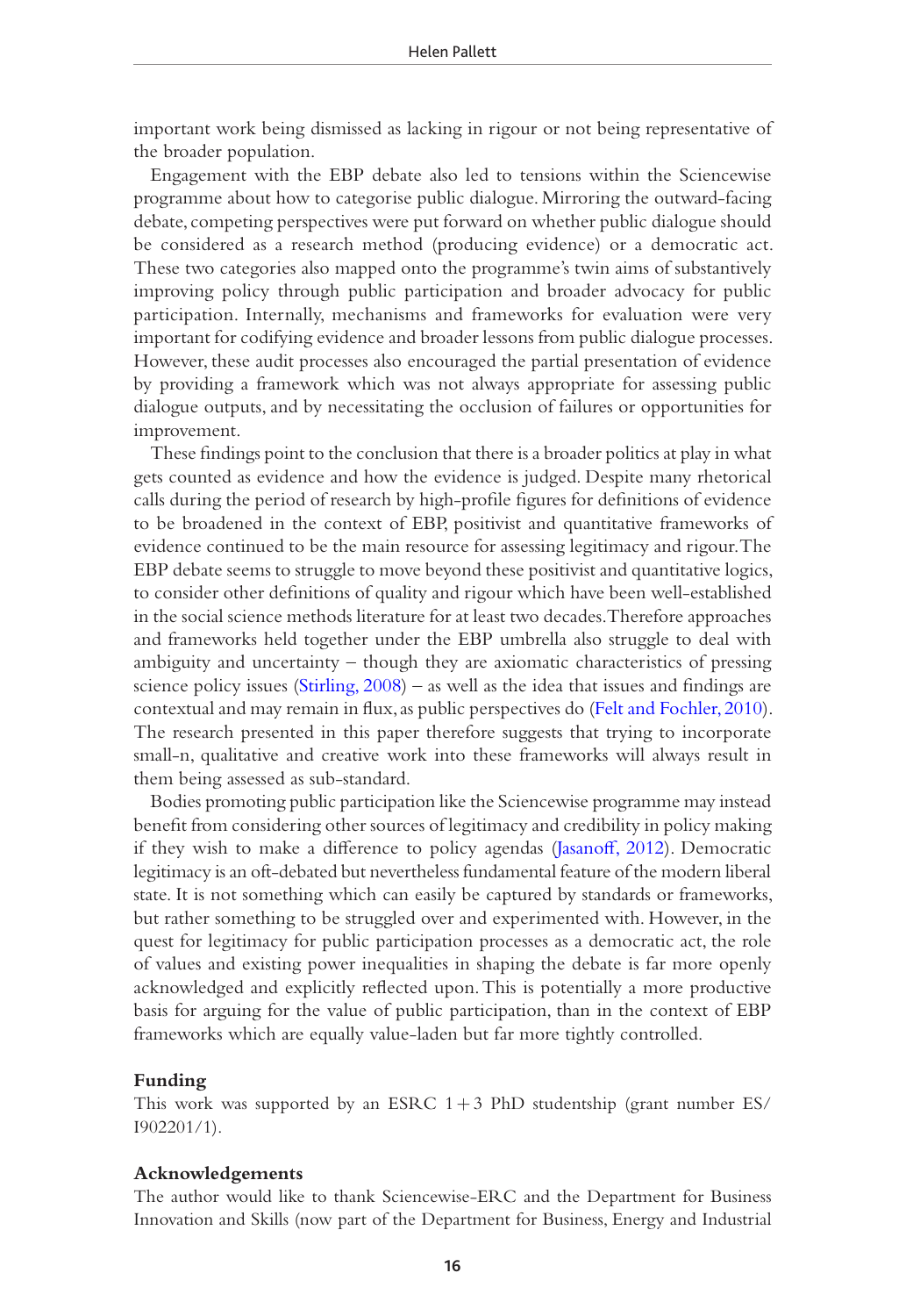important work being dismissed as lacking in rigour or not being representative of the broader population.

Engagement with the EBP debate also led to tensions within the Sciencewise programme about how to categorise public dialogue. Mirroring the outward-facing debate, competing perspectives were put forward on whether public dialogue should be considered as a research method (producing evidence) or a democratic act. These two categories also mapped onto the programme's twin aims of substantively improving policy through public participation and broader advocacy for public participation. Internally, mechanisms and frameworks for evaluation were very important for codifying evidence and broader lessons from public dialogue processes. However, these audit processes also encouraged the partial presentation of evidence by providing a framework which was not always appropriate for assessing public dialogue outputs, and by necessitating the occlusion of failures or opportunities for improvement.

These findings point to the conclusion that there is a broader politics at play in what gets counted as evidence and how the evidence is judged. Despite many rhetorical calls during the period of research by high-profile figures for definitions of evidence to be broadened in the context of EBP, positivist and quantitative frameworks of evidence continued to be the main resource for assessing legitimacy and rigour. The EBP debate seems to struggle to move beyond these positivist and quantitative logics, to consider other definitions of quality and rigour which have been well-established in the social science methods literature for at least two decades. Therefore approaches and frameworks held together under the EBP umbrella also struggle to deal with ambiguity and uncertainty – though they are axiomatic characteristics of pressing science policy issues (Stirling, 2008) – as well as the idea that issues and findings are contextual and may remain in flux, as public perspectives do (Felt and Fochler, 2010). The research presented in this paper therefore suggests that trying to incorporate small-n, qualitative and creative work into these frameworks will always result in them being assessed as sub-standard.

Bodies promoting public participation like the Sciencewise programme may instead benefit from considering other sources of legitimacy and credibility in policy making if they wish to make a difference to policy agendas (Jasanoff, 2012). Democratic legitimacy is an oft-debated but nevertheless fundamental feature of the modern liberal state. It is not something which can easily be captured by standards or frameworks, but rather something to be struggled over and experimented with. However, in the quest for legitimacy for public participation processes as a democratic act, the role of values and existing power inequalities in shaping the debate is far more openly acknowledged and explicitly reflected upon. This is potentially a more productive basis for arguing for the value of public participation, than in the context of EBP frameworks which are equally value-laden but far more tightly controlled.

### Funding

This work was supported by an ESRC 1 + 3 PhD studentship (grant number ES/I902201/1).

### Acknowledgements

The author would like to thank Sciencewise-ERC and the Department for Business Innovation and Skills (now part of the Department for Business, Energy and Industrial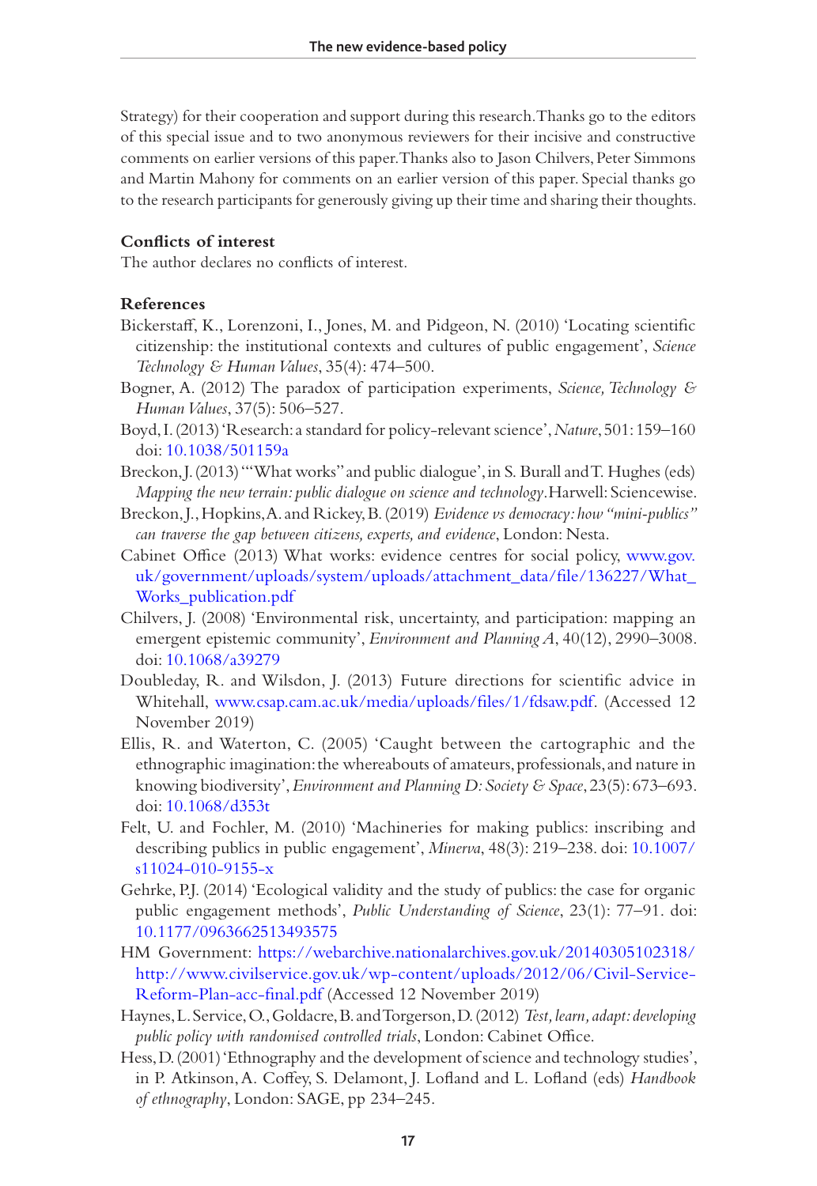Strategy) for their cooperation and support during this research. Thanks go to the editors of this special issue and to two anonymous reviewers for their incisive and constructive comments on earlier versions of this paper. Thanks also to Jason Chilvers, Peter Simmons and Martin Mahony for comments on an earlier version of this paper. Special thanks go to the research participants for generously giving up their time and sharing their thoughts.

### Conflicts of interest

The author declares no conflicts of interest.

### References

Bickerstaff, K., Lorenzoni, I., Jones, M. and Pidgeon, N. (2010) 'Locating scientific citizenship: the institutional contexts and cultures of public engagement', *Science Technology & Human Values*, 35(4): 474–500.

Bogner, A. (2012) The paradox of participation experiments, *Science, Technology & Human Values*, 37(5): 506–527.

Boyd, I. (2013) 'Research: a standard for policy-relevant science', *Nature*, 501: 159–160 doi: 10.1038/501159a

Breckon, J. (2013) '"What works" and public dialogue', in S. Burall and T. Hughes (eds) *Mapping the new terrain: public dialogue on science and technology*. Harwell: Sciencewise.

Breckon, J., Hopkins, A. and Rickey, B. (2019) *Evidence vs democracy: how "mini-publics" can traverse the gap between citizens, experts, and evidence*, London: Nesta.

Cabinet Office (2013) What works: evidence centres for social policy, www.gov.uk/government/uploads/system/uploads/attachment_data/file/136227/What_Works_publication.pdf

Chilvers, J. (2008) 'Environmental risk, uncertainty, and participation: mapping an emergent epistemic community', *Environment and Planning A*, 40(12), 2990–3008. doi: 10.1068/a39279

Doubleday, R. and Wilsdon, J. (2013) Future directions for scientific advice in Whitehall, www.csap.cam.ac.uk/media/uploads/files/1/fdsaw.pdf. (Accessed 12 November 2019)

Ellis, R. and Waterton, C. (2005) 'Caught between the cartographic and the ethnographic imagination: the whereabouts of amateurs, professionals, and nature in knowing biodiversity', *Environment and Planning D: Society & Space*, 23(5): 673–693. doi: 10.1068/d353t

Felt, U. and Fochler, M. (2010) 'Machineries for making publics: inscribing and describing publics in public engagement', *Minerva*, 48(3): 219–238. doi: 10.1007/s11024-010-9155-x

Gehrke, P.J. (2014) 'Ecological validity and the study of publics: the case for organic public engagement methods', *Public Understanding of Science*, 23(1): 77–91. doi: 10.1177/0963662513493575

HM Government: https://webarchive.nationalarchives.gov.uk/20140305102318/http://www.civilservice.gov.uk/wp-content/uploads/2012/06/Civil-Service-Reform-Plan-acc-final.pdf (Accessed 12 November 2019)

Haynes, L. Service, O., Goldacre, B. and Torgerson, D. (2012) *Test, learn, adapt: developing public policy with randomised controlled trials*, London: Cabinet Office.

Hess, D. (2001) 'Ethnography and the development of science and technology studies', in P. Atkinson, A. Coffey, S. Delamont, J. Lofland and L. Lofland (eds) *Handbook of ethnography*, London: SAGE, pp 234–245.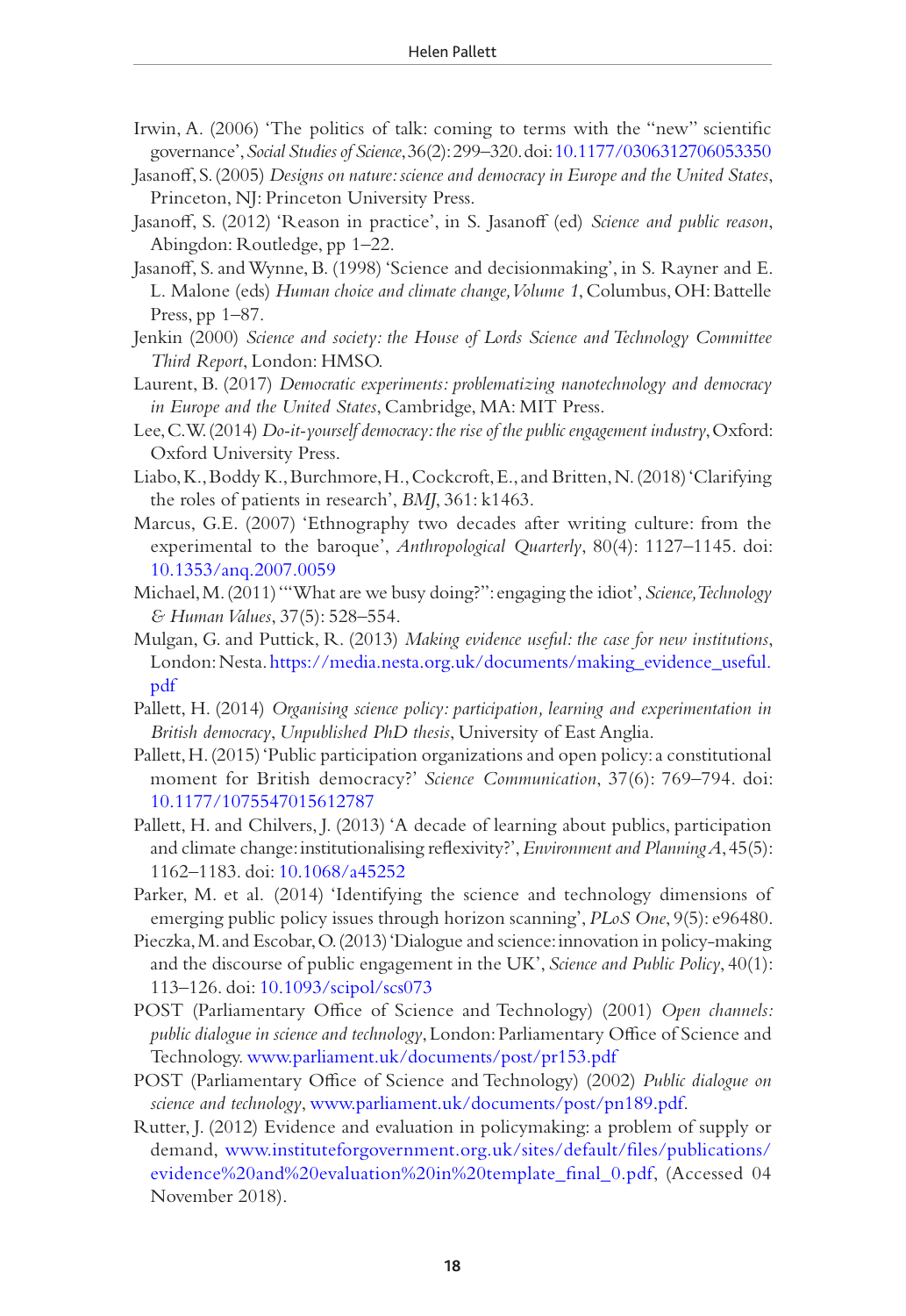Irwin, A. (2006) 'The politics of talk: coming to terms with the "new" scientific governance', *Social Studies of Science*, 36(2): 299–320. doi: 10.1177/0306312706053350

Jasanoff, S. (2005) *Designs on nature: science and democracy in Europe and the United States*, Princeton, NJ: Princeton University Press.

Jasanoff, S. (2012) 'Reason in practice', in S. Jasanoff (ed) *Science and public reason*, Abingdon: Routledge, pp 1–22.

Jasanoff, S. and Wynne, B. (1998) 'Science and decisionmaking', in S. Rayner and E. L. Malone (eds) *Human choice and climate change, Volume 1*, Columbus, OH: Battelle Press, pp 1–87.

Jenkin (2000) *Science and society: the House of Lords Science and Technology Committee Third Report*, London: HMSO.

Laurent, B. (2017) *Democratic experiments: problematizing nanotechnology and democracy in Europe and the United States*, Cambridge, MA: MIT Press.

Lee, C.W. (2014) *Do-it-yourself democracy: the rise of the public engagement industry*, Oxford: Oxford University Press.

Liabo, K., Boddy K., Burchmore, H., Cockcroft, E., and Britten, N. (2018) 'Clarifying the roles of patients in research', *BMJ*, 361: k1463.

Marcus, G.E. (2007) 'Ethnography two decades after writing culture: from the experimental to the baroque', *Anthropological Quarterly*, 80(4): 1127–1145. doi: 10.1353/anq.2007.0059

Michael, M. (2011) '"What are we busy doing?": engaging the idiot', *Science, Technology & Human Values*, 37(5): 528–554.

Mulgan, G. and Puttick, R. (2013) *Making evidence useful: the case for new institutions*, London: Nesta. https://media.nesta.org.uk/documents/making_evidence_useful.pdf

Pallett, H. (2014) *Organising science policy: participation, learning and experimentation in British democracy*, *Unpublished PhD thesis*, University of East Anglia.

Pallett, H. (2015) 'Public participation organizations and open policy: a constitutional moment for British democracy?' *Science Communication*, 37(6): 769–794. doi: 10.1177/1075547015612787

Pallett, H. and Chilvers, J. (2013) 'A decade of learning about publics, participation and climate change: institutionalising reflexivity?', *Environment and Planning A*, 45(5): 1162–1183. doi: 10.1068/a45252

Parker, M. et al. (2014) 'Identifying the science and technology dimensions of emerging public policy issues through horizon scanning', *PLoS One*, 9(5): e96480.

Pieczka, M. and Escobar, O. (2013) 'Dialogue and science: innovation in policy-making and the discourse of public engagement in the UK', *Science and Public Policy*, 40(1): 113–126. doi: 10.1093/scipol/scs073

POST (Parliamentary Office of Science and Technology) (2001) *Open channels: public dialogue in science and technology*, London: Parliamentary Office of Science and Technology. www.parliament.uk/documents/post/pr153.pdf

POST (Parliamentary Office of Science and Technology) (2002) *Public dialogue on science and technology*, www.parliament.uk/documents/post/pn189.pdf.

Rutter, J. (2012) Evidence and evaluation in policymaking: a problem of supply or demand, www.instituteforgovernment.org.uk/sites/default/files/publications/evidence%20and%20evaluation%20in%20template_final_0.pdf, (Accessed 04 November 2018).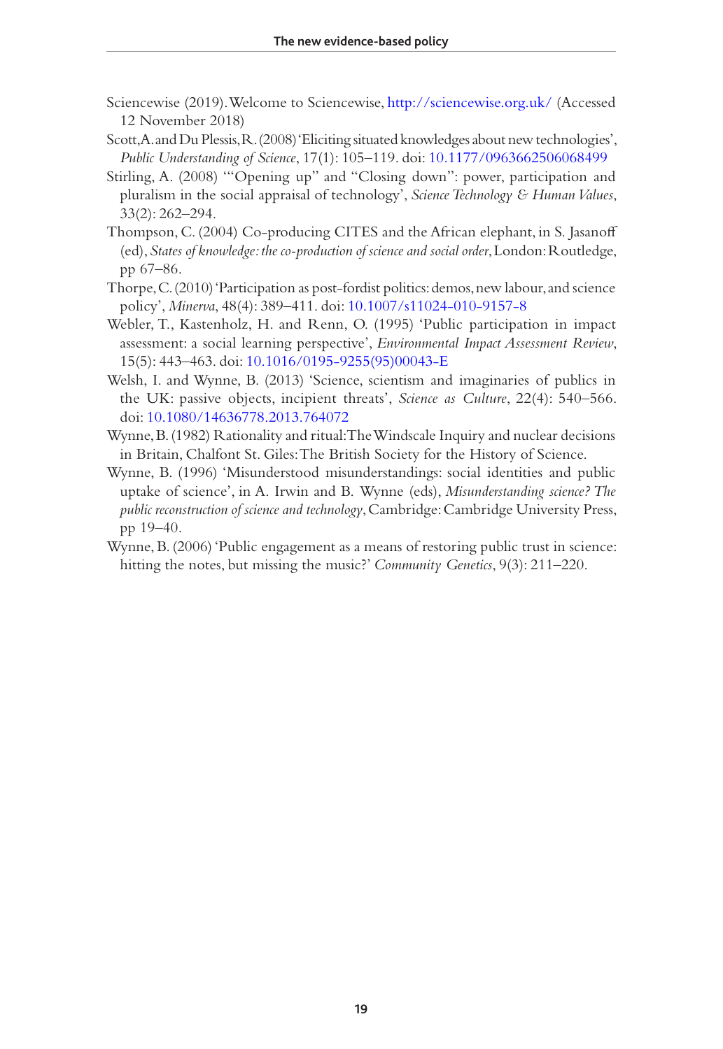Sciencewise (2019). Welcome to Sciencewise, http://sciencewise.org.uk/ (Accessed 12 November 2018)

Scott, A. and Du Plessis, R. (2008) 'Eliciting situated knowledges about new technologies', *Public Understanding of Science*, 17(1): 105–119. doi: 10.1177/0963662506068499

Stirling, A. (2008) '"Opening up" and "Closing down": power, participation and pluralism in the social appraisal of technology', *Science Technology & Human Values*, 33(2): 262–294.

Thompson, C. (2004) Co-producing CITES and the African elephant, in S. Jasanoff (ed), *States of knowledge: the co-production of science and social order*, London: Routledge, pp 67–86.

Thorpe, C. (2010) 'Participation as post-fordist politics: demos, new labour, and science policy', *Minerva*, 48(4): 389–411. doi: 10.1007/s11024-010-9157-8

Webler, T., Kastenholz, H. and Renn, O. (1995) 'Public participation in impact assessment: a social learning perspective', *Environmental Impact Assessment Review*, 15(5): 443–463. doi: 10.1016/0195-9255(95)00043-E

Welsh, I. and Wynne, B. (2013) 'Science, scientism and imaginaries of publics in the UK: passive objects, incipient threats', *Science as Culture*, 22(4): 540–566. doi: 10.1080/14636778.2013.764072

Wynne, B. (1982) Rationality and ritual: The Windscale Inquiry and nuclear decisions in Britain, Chalfont St. Giles: The British Society for the History of Science.

Wynne, B. (1996) 'Misunderstood misunderstandings: social identities and public uptake of science', in A. Irwin and B. Wynne (eds), *Misunderstanding science? The public reconstruction of science and technology*, Cambridge: Cambridge University Press, pp 19–40.

Wynne, B. (2006) 'Public engagement as a means of restoring public trust in science: hitting the notes, but missing the music?' *Community Genetics*, 9(3): 211–220.